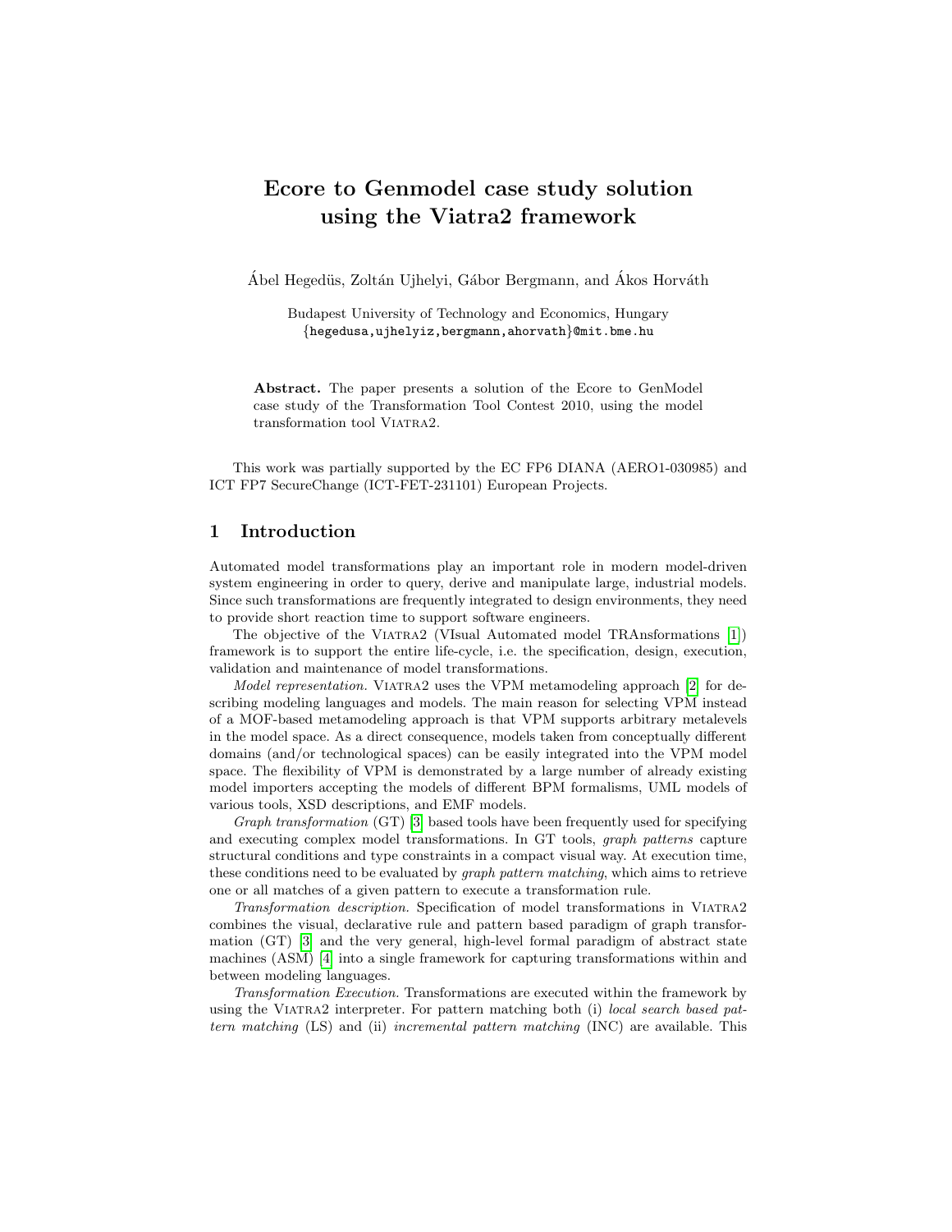# Ecore to Genmodel case study solution using the Viatra2 framework

Ábel Hegedüs, Zoltán Ujhelyi, Gábor Bergmann, and Ákos Horváth

Budapest University of Technology and Economics, Hungary
{hegedusa,ujhelyiz,bergmann,ahorvath}@mit.bme.hu

**Abstract.** The paper presents a solution of the Ecore to GenModel case study of the Transformation Tool Contest 2010, using the model transformation tool Viatra2.

This work was partially supported by the EC FP6 DIANA (AERO1-030985) and ICT FP7 SecureChange (ICT-FET-231101) European Projects.

## 1 Introduction

Automated model transformations play an important role in modern model-driven system engineering in order to query, derive and manipulate large, industrial models. Since such transformations are frequently integrated to design environments, they need to provide short reaction time to support software engineers.

The objective of the Viatra2 (VIsual Automated model TRAnsformations [1]) framework is to support the entire life-cycle, i.e. the specification, design, execution, validation and maintenance of model transformations.

*Model representation.* Viatra2 uses the VPM metamodeling approach [2] for describing modeling languages and models. The main reason for selecting VPM instead of a MOF-based metamodeling approach is that VPM supports arbitrary metalevels in the model space. As a direct consequence, models taken from conceptually different domains (and/or technological spaces) can be easily integrated into the VPM model space. The flexibility of VPM is demonstrated by a large number of already existing model importers accepting the models of different BPM formalisms, UML models of various tools, XSD descriptions, and EMF models.

*Graph transformation* (GT) [3] based tools have been frequently used for specifying and executing complex model transformations. In GT tools, *graph patterns* capture structural conditions and type constraints in a compact visual way. At execution time, these conditions need to be evaluated by *graph pattern matching*, which aims to retrieve one or all matches of a given pattern to execute a transformation rule.

*Transformation description.* Specification of model transformations in Viatra2 combines the visual, declarative rule and pattern based paradigm of graph transformation (GT) [3] and the very general, high-level formal paradigm of abstract state machines (ASM) [4] into a single framework for capturing transformations within and between modeling languages.

*Transformation Execution.* Transformations are executed within the framework by using the Viatra2 interpreter. For pattern matching both (i) *local search based pattern matching* (LS) and (ii) *incremental pattern matching* (INC) are available. This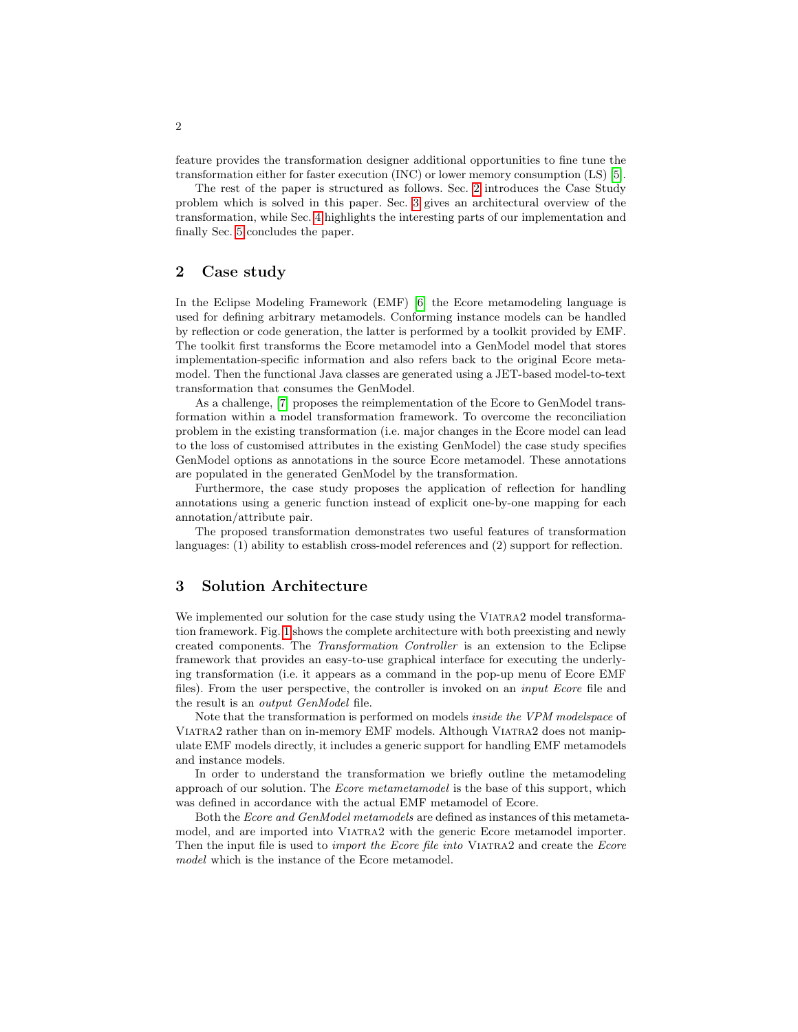feature provides the transformation designer additional opportunities to fine tune the transformation either for faster execution (INC) or lower memory consumption (LS) [5].

The rest of the paper is structured as follows. Sec. 2 introduces the Case Study problem which is solved in this paper. Sec. 3 gives an architectural overview of the transformation, while Sec. 4 highlights the interesting parts of our implementation and finally Sec. 5 concludes the paper.

## 2 Case study

In the Eclipse Modeling Framework (EMF) [6] the Ecore metamodeling language is used for defining arbitrary metamodels. Conforming instance models can be handled by reflection or code generation, the latter is performed by a toolkit provided by EMF. The toolkit first transforms the Ecore metamodel into a GenModel model that stores implementation-specific information and also refers back to the original Ecore metamodel. Then the functional Java classes are generated using a JET-based model-to-text transformation that consumes the GenModel.

As a challenge, [7] proposes the reimplementation of the Ecore to GenModel transformation within a model transformation framework. To overcome the reconciliation problem in the existing transformation (i.e. major changes in the Ecore model can lead to the loss of customised attributes in the existing GenModel) the case study specifies GenModel options as annotations in the source Ecore metamodel. These annotations are populated in the generated GenModel by the transformation.

Furthermore, the case study proposes the application of reflection for handling annotations using a generic function instead of explicit one-by-one mapping for each annotation/attribute pair.

The proposed transformation demonstrates two useful features of transformation languages: (1) ability to establish cross-model references and (2) support for reflection.

## 3 Solution Architecture

We implemented our solution for the case study using the VIATRA2 model transformation framework. Fig. 1 shows the complete architecture with both preexisting and newly created components. The *Transformation Controller* is an extension to the Eclipse framework that provides an easy-to-use graphical interface for executing the underlying transformation (i.e. it appears as a command in the pop-up menu of Ecore EMF files). From the user perspective, the controller is invoked on an *input Ecore* file and the result is an *output GenModel* file.

Note that the transformation is performed on models *inside the VPM modelspace* of VIATRA2 rather than on in-memory EMF models. Although VIATRA2 does not manipulate EMF models directly, it includes a generic support for handling EMF metamodels and instance models.

In order to understand the transformation we briefly outline the metamodeling approach of our solution. The *Ecore metametamodel* is the base of this support, which was defined in accordance with the actual EMF metamodel of Ecore.

Both the *Ecore and GenModel metamodels* are defined as instances of this metametamodel, and are imported into VIATRA2 with the generic Ecore metamodel importer. Then the input file is used to *import the Ecore file into* VIATRA2 and create the *Ecore model* which is the instance of the Ecore metamodel.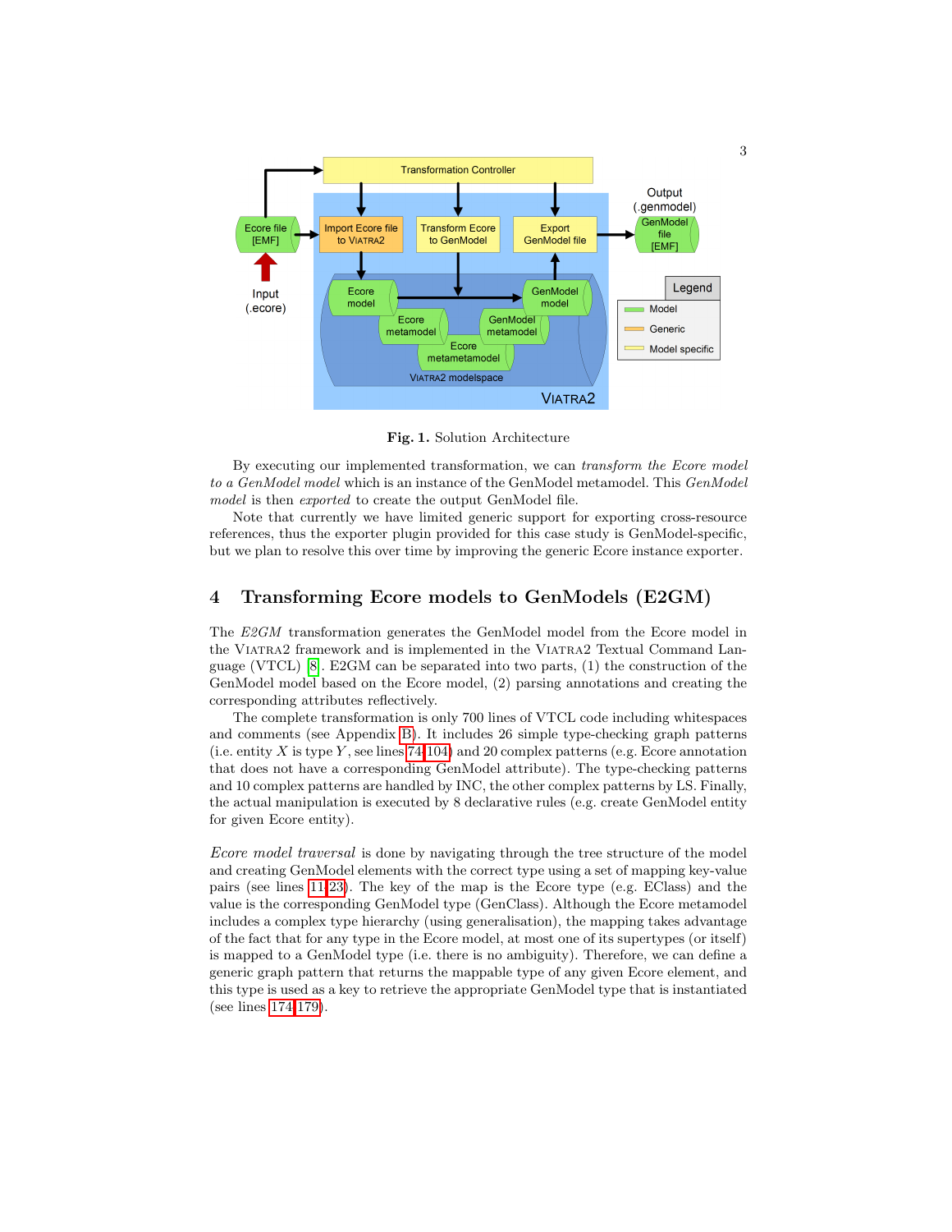Fig. 1. Solution Architecture

By executing our implemented transformation, we can *transform the Ecore model to a GenModel model* which is an instance of the GenModel metamodel. This *GenModel model* is then *exported* to create the output GenModel file.

Note that currently we have limited generic support for exporting cross-resource references, thus the exporter plugin provided for this case study is GenModel-specific, but we plan to resolve this over time by improving the generic Ecore instance exporter.

## 4 Transforming Ecore models to GenModels (E2GM)

The *E2GM* transformation generates the GenModel model from the Ecore model in the VIATRA2 framework and is implemented in the VIATRA2 Textual Command Language (VTCL) [8]. E2GM can be separated into two parts, (1) the construction of the GenModel model based on the Ecore model, (2) parsing annotations and creating the corresponding attributes reflectively.

The complete transformation is only 700 lines of VTCL code including whitespaces and comments (see Appendix B). It includes 26 simple type-checking graph patterns (i.e. entity $X$ is type $Y$, see lines 74-104) and 20 complex patterns (e.g. Ecore annotation that does not have a corresponding GenModel attribute). The type-checking patterns and 10 complex patterns are handled by INC, the other complex patterns by LS. Finally, the actual manipulation is executed by 8 declarative rules (e.g. create GenModel entity for given Ecore entity).

*Ecore model traversal* is done by navigating through the tree structure of the model and creating GenModel elements with the correct type using a set of mapping key-value pairs (see lines 11-23). The key of the map is the Ecore type (e.g. EClass) and the value is the corresponding GenModel type (GenClass). Although the Ecore metamodel includes a complex type hierarchy (using generalisation), the mapping takes advantage of the fact that for any type in the Ecore model, at most one of its supertypes (or itself) is mapped to a GenModel type (i.e. there is no ambiguity). Therefore, we can define a generic graph pattern that returns the mappable type of any given Ecore element, and this type is used as a key to retrieve the appropriate GenModel type that is instantiated (see lines 174-179).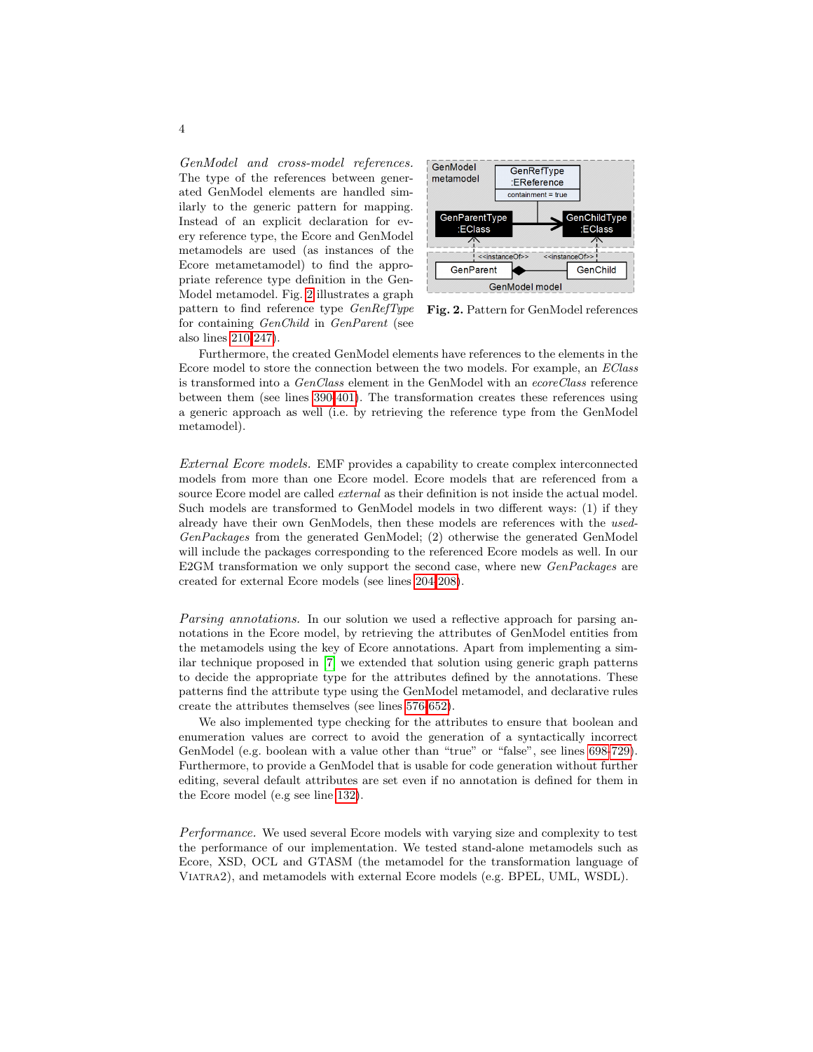*GenModel and cross-model references.* The type of the references between generated GenModel elements are handled similarly to the generic pattern for mapping. Instead of an explicit declaration for every reference type, the Ecore and GenModel metamodels are used (as instances of the Ecore metametamodel) to find the appropriate reference type definition in the GenModel metamodel. Fig. 2 illustrates a graph pattern to find reference type *GenRefType* for containing *GenChild* in *GenParent* (see also lines 210–247).

**Fig. 2.** Pattern for GenModel references

Furthermore, the created GenModel elements have references to the elements in the Ecore model to store the connection between the two models. For example, an *EClass* is transformed into a *GenClass* element in the GenModel with an *ecoreClass* reference between them (see lines 390–401). The transformation creates these references using a generic approach as well (i.e. by retrieving the reference type from the GenModel metamodel).

*External Ecore models.* EMF provides a capability to create complex interconnected models from more than one Ecore model. Ecore models that are referenced from a source Ecore model are called *external* as their definition is not inside the actual model. Such models are transformed to GenModel models in two different ways: (1) if they already have their own GenModels, then these models are references with the *usedGenPackages* from the generated GenModel; (2) otherwise the generated GenModel will include the packages corresponding to the referenced Ecore models as well. In our E2GM transformation we only support the second case, where new *GenPackages* are created for external Ecore models (see lines 204–208).

*Parsing annotations.* In our solution we used a reflective approach for parsing annotations in the Ecore model, by retrieving the attributes of GenModel entities from the metamodels using the key of Ecore annotations. Apart from implementing a similar technique proposed in [7] we extended that solution using generic graph patterns to decide the appropriate type for the attributes defined by the annotations. These patterns find the attribute type using the GenModel metamodel, and declarative rules create the attributes themselves (see lines 576–652).

We also implemented type checking for the attributes to ensure that boolean and enumeration values are correct to avoid the generation of a syntactically incorrect GenModel (e.g. boolean with a value other than "true" or "false", see lines 698–729). Furthermore, to provide a GenModel that is usable for code generation without further editing, several default attributes are set even if no annotation is defined for them in the Ecore model (e.g see line 132).

*Performance.* We used several Ecore models with varying size and complexity to test the performance of our implementation. We tested stand-alone metamodels such as Ecore, XSD, OCL and GTASM (the metamodel for the transformation language of VIATRA2), and metamodels with external Ecore models (e.g. BPEL, UML, WSDL).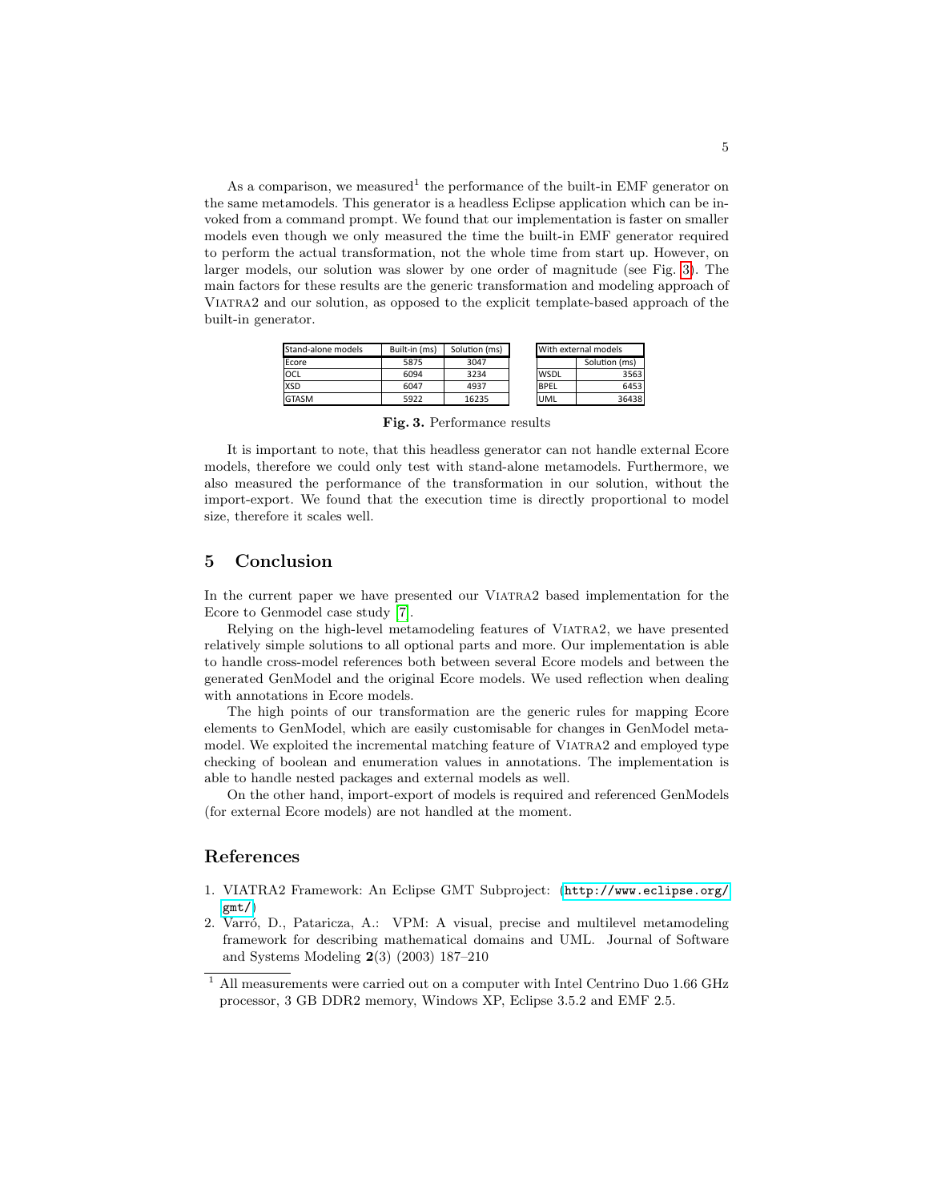As a comparison, we measured[1] the performance of the built-in EMF generator on the same metamodels. This generator is a headless Eclipse application which can be invoked from a command prompt. We found that our implementation is faster on smaller models even though we only measured the time the built-in EMF generator required to perform the actual transformation, not the whole time from start up. However, on larger models, our solution was slower by one order of magnitude (see Fig. 3). The main factors for these results are the generic transformation and modeling approach of VIATRA2 and our solution, as opposed to the explicit template-based approach of the built-in generator.

| Stand-alone models | Built-in (ms) | Solution (ms) |
|---|---|---|
| Ecore | 5875 | 3047 |
| OCL | 6094 | 3234 |
| XSD | 6047 | 4937 |
| GTASM | 5922 | 16235 |

| With external models | |
|---|---|
| | Solution (ms) |
| WSDL | 3563 |
| BPEL | 6453 |
| UML | 36438 |

**Fig. 3.** Performance results

It is important to note, that this headless generator can not handle external Ecore models, therefore we could only test with stand-alone metamodels. Furthermore, we also measured the performance of the transformation in our solution, without the import-export. We found that the execution time is directly proportional to model size, therefore it scales well.

## 5 Conclusion

In the current paper we have presented our VIATRA2 based implementation for the Ecore to Genmodel case study [7].

Relying on the high-level metamodeling features of VIATRA2, we have presented relatively simple solutions to all optional parts and more. Our implementation is able to handle cross-model references both between several Ecore models and between the generated GenModel and the original Ecore models. We used reflection when dealing with annotations in Ecore models.

The high points of our transformation are the generic rules for mapping Ecore elements to GenModel, which are easily customisable for changes in GenModel metamodel. We exploited the incremental matching feature of VIATRA2 and employed type checking of boolean and enumeration values in annotations. The implementation is able to handle nested packages and external models as well.

On the other hand, import-export of models is required and referenced GenModels (for external Ecore models) are not handled at the moment.

## References

1. VIATRA2 Framework: An Eclipse GMT Subproject: (http://www.eclipse.org/gmt/)
2. Varró, D., Pataricza, A.: VPM: A visual, precise and multilevel metamodeling framework for describing mathematical domains and UML. Journal of Software and Systems Modeling **2**(3) (2003) 187–210

[1] All measurements were carried out on a computer with Intel Centrino Duo 1.66 GHz processor, 3 GB DDR2 memory, Windows XP, Eclipse 3.5.2 and EMF 2.5.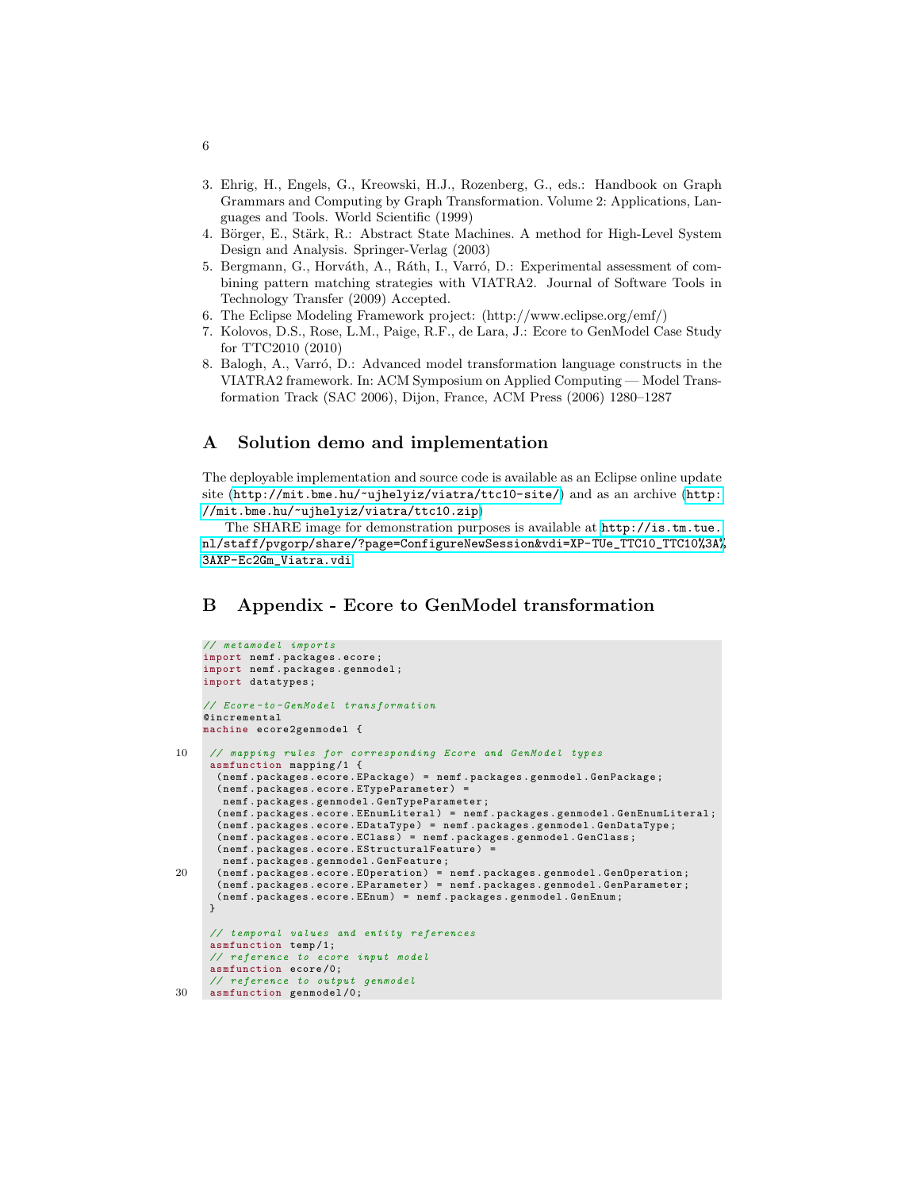3. Ehrig, H., Engels, G., Kreowski, H.J., Rozenberg, G., eds.: Handbook on Graph Grammars and Computing by Graph Transformation. Volume 2: Applications, Languages and Tools. World Scientific (1999)
4. Börger, E., Stärk, R.: Abstract State Machines. A method for High-Level System Design and Analysis. Springer-Verlag (2003)
5. Bergmann, G., Horváth, A., Ráth, I., Varró, D.: Experimental assessment of combining pattern matching strategies with VIATRA2. Journal of Software Tools in Technology Transfer (2009) Accepted.
6. The Eclipse Modeling Framework project: (http://www.eclipse.org/emf/)
7. Kolovos, D.S., Rose, L.M., Paige, R.F., de Lara, J.: Ecore to GenModel Case Study for TTC2010 (2010)
8. Balogh, A., Varró, D.: Advanced model transformation language constructs in the VIATRA2 framework. In: ACM Symposium on Applied Computing — Model Transformation Track (SAC 2006), Dijon, France, ACM Press (2006) 1280–1287

## A Solution demo and implementation

The deployable implementation and source code is available as an Eclipse online update site (http://mit.bme.hu/~ujhelyiz/viatra/ttc10-site/) and as an archive (http://mit.bme.hu/~ujhelyiz/viatra/ttc10.zip)

The SHARE image for demonstration purposes is available at http://is.tm.tue.nl/staff/pvgorp/share/?page=ConfigureNewSession&vdi=XP-TUe_TTC10_TTC10%3A%3AXP-Ec2Gm_Viatra.vdi

## B Appendix - Ecore to GenModel transformation

```
// metamodel imports
import nemf.packages.ecore;
import nemf.packages.genmodel;
import datatypes;

// Ecore-to-GenModel transformation
@incremental
machine ecore2genmodel {

 // mapping rules for corresponding Ecore and GenModel types
 asmfunction mapping/1 {
  (nemf.packages.ecore.EPackage) = nemf.packages.genmodel.GenPackage;
  (nemf.packages.ecore.ETypeParameter) =
   nemf.packages.genmodel.GenTypeParameter;
  (nemf.packages.ecore.EEnumLiteral) = nemf.packages.genmodel.GenEnumLiteral;
  (nemf.packages.ecore.EDataType) = nemf.packages.genmodel.GenDataType;
  (nemf.packages.ecore.EClass) = nemf.packages.genmodel.GenClass;
  (nemf.packages.ecore.EStructuralFeature) =
   nemf.packages.genmodel.GenFeature;
  (nemf.packages.ecore.EOperation) = nemf.packages.genmodel.GenOperation;
  (nemf.packages.ecore.EParameter) = nemf.packages.genmodel.GenParameter;
  (nemf.packages.ecore.EEnum) = nemf.packages.genmodel.GenEnum;
 }

 // temporal values and entity references
 asmfunction temp/1;
 // reference to ecore input model
 asmfunction ecore/0;
 // reference to output genmodel
 asmfunction genmodel/0;
```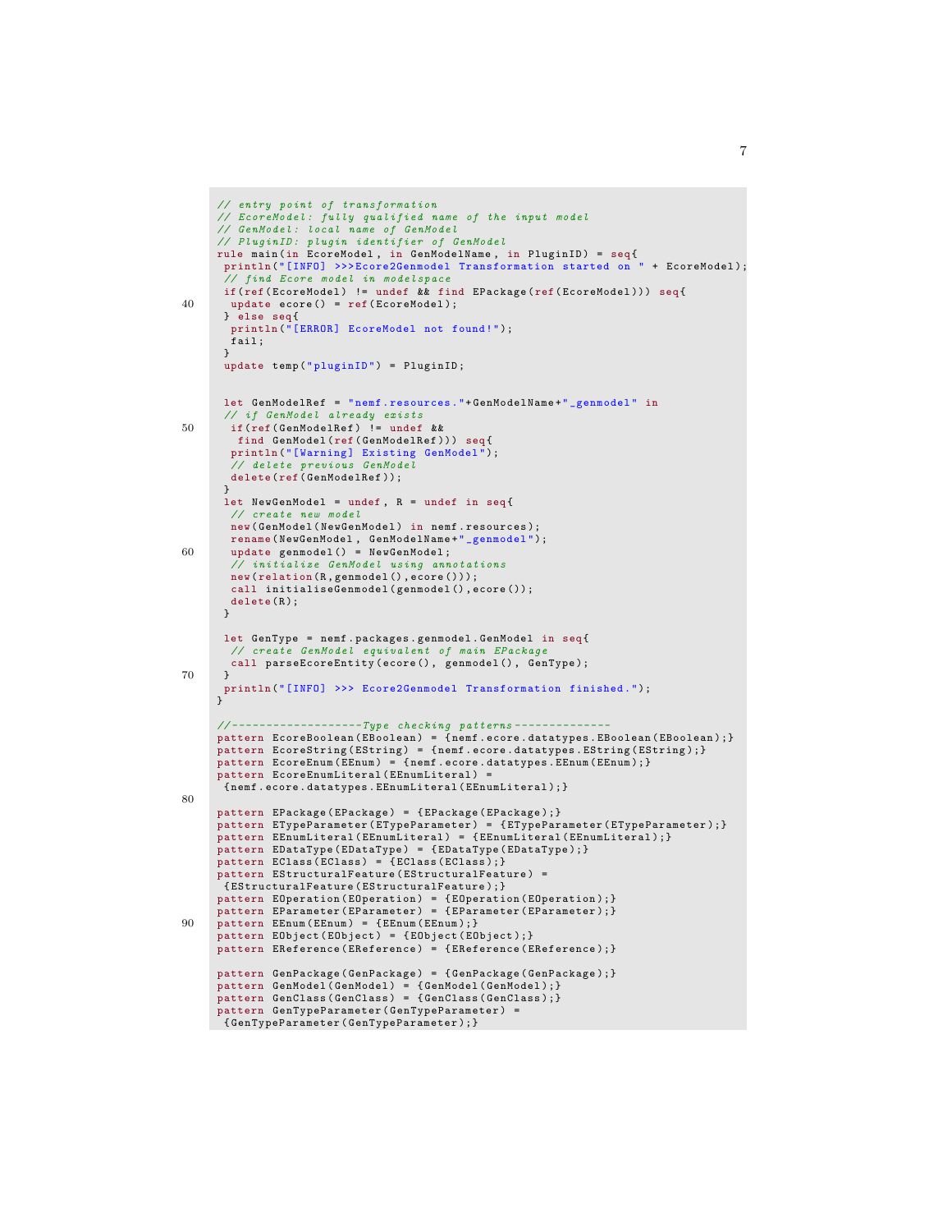```
// entry point of transformation
// EcoreModel: fully qualified name of the input model
// GenModel: local name of GenModel
// PluginID: plugin identifier of GenModel
rule main(in EcoreModel, in GenModelName, in PluginID) = seq{
 println("[INFO] >>>Ecore2Genmodel Transformation started on " + EcoreModel);
 // find Ecore model in modelspace
 if(ref(EcoreModel) != undef && find EPackage(ref(EcoreModel))) seq{
  update ecore() = ref(EcoreModel);
 } else seq{
  println("[ERROR] EcoreModel not found!");
  fail;
 }
 update temp("pluginID") = PluginID;


 let GenModelRef = "nemf.resources."+GenModelName+"_genmodel" in
 // if GenModel already exists
  if(ref(GenModelRef) != undef &&
   find GenModel(ref(GenModelRef))) seq{
  println("[Warning] Existing GenModel");
  // delete previous GenModel
  delete(ref(GenModelRef));
 }
 let NewGenModel = undef, R = undef in seq{
  // create new model
  new(GenModel(NewGenModel) in nemf.resources);
  rename(NewGenModel, GenModelName+"_genmodel");
  update genmodel() = NewGenModel;
  // initialize GenModel using annotations
  new(relation(R,genmodel(),ecore()));
  call initialiseGenmodel(genmodel(),ecore());
  delete(R);
 }

 let GenType = nemf.packages.genmodel.GenModel in seq{
  // create GenModel equivalent of main EPackage
  call parseEcoreEntity(ecore(), genmodel(), GenType);
 }
 println("[INFO] >>> Ecore2Genmodel Transformation finished.");
}

//------------------Type checking patterns--------------
pattern EcoreBoolean(EBoolean) = {nemf.ecore.datatypes.EBoolean(EBoolean);}
pattern EcoreString(EString) = {nemf.ecore.datatypes.EString(EString);}
pattern EcoreEnum(EEnum) = {nemf.ecore.datatypes.EEnum(EEnum);}
pattern EcoreEnumLiteral(EEnumLiteral) =
 {nemf.ecore.datatypes.EEnumLiteral(EEnumLiteral);}

pattern EPackage(EPackage) = {EPackage(EPackage);}
pattern ETypeParameter(ETypeParameter) = {ETypeParameter(ETypeParameter);}
pattern EEnumLiteral(EEnumLiteral) = {EEnumLiteral(EEnumLiteral);}
pattern EDataType(EDataType) = {EDataType(EDataType);}
pattern EClass(EClass) = {EClass(EClass);}
pattern EStructuralFeature(EStructuralFeature) =
 {EStructuralFeature(EStructuralFeature);}
pattern EOperation(EOperation) = {EOperation(EOperation);}
pattern EParameter(EParameter) = {EParameter(EParameter);}
pattern EEnum(EEnum) = {EEnum(EEnum);}
pattern EObject(EObject) = {EObject(EObject);}
pattern EReference(EReference) = {EReference(EReference);}

pattern GenPackage(GenPackage) = {GenPackage(GenPackage);}
pattern GenModel(GenModel) = {GenModel(GenModel);}
pattern GenClass(GenClass) = {GenClass(GenClass);}
pattern GenTypeParameter(GenTypeParameter) =
 {GenTypeParameter(GenTypeParameter);}
```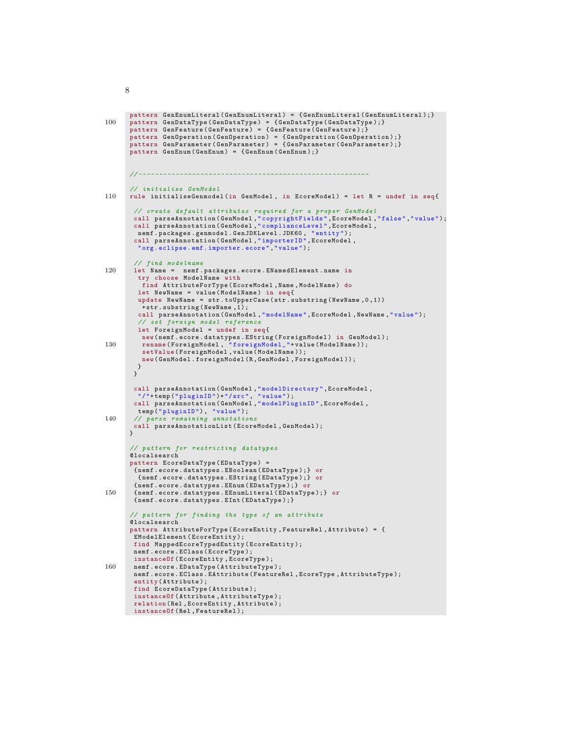```
pattern GenEnumLiteral(GenEnumLiteral) = {GenEnumLiteral(GenEnumLiteral);}
pattern GenDataType(GenDataType) = {GenDataType(GenDataType);}
pattern GenFeature(GenFeature) = {GenFeature(GenFeature);}
pattern GenOperation(GenOperation) = {GenOperation(GenOperation);}
pattern GenParameter(GenParameter) = {GenParameter(GenParameter);}
pattern GenEnum(GenEnum) = {GenEnum(GenEnum);}


//---------------------------------------------------------

// initialize GenModel
rule initialiseGenmodel(in GenModel, in EcoreModel) = let R = undef in seq{

 // create default attributes required for a proper GenModel
 call parseAnnotation(GenModel,"copyrightFields",EcoreModel,"false","value");
 call parseAnnotation(GenModel,"complianceLevel",EcoreModel,
  nemf.packages.genmodel.GenJDKLevel.JDK60, "entity");
 call parseAnnotation(GenModel,"importerID",EcoreModel,
  "org.eclipse.emf.importer.ecore","value");

 // find modelname
 let Name =  nemf.packages.ecore.ENamedElement.name in
  try choose ModelName with
   find AttributeForType(EcoreModel,Name,ModelName) do
  let NewName = value(ModelName) in seq{
  update NewName = str.toUpperCase(str.substring(NewName,0,1))
   +str.substring(NewName,1);
  call parseAnnotation(GenModel,"modelName",EcoreModel,NewName,"value");
  // set foreign model reference
  let ForeignModel = undef in seq{
   new(nemf.ecore.datatypes.EString(ForeignModel) in GenModel);
   rename(ForeignModel, "foreignModel_"+value(ModelName));
   setValue(ForeignModel,value(ModelName));
   new(GenModel.foreignModel(R,GenModel,ForeignModel));
  }
 }

 call parseAnnotation(GenModel,"modelDirectory",EcoreModel,
  "/"+temp("pluginID")+"/src", "value");
 call parseAnnotation(GenModel,"modelPluginID",EcoreModel,
  temp("pluginID"), "value");
 // parse remaining annotations
 call parseAnnotationList(EcoreModel,GenModel);
}

// pattern for restricting datatypes
@localsearch
pattern EcoreDataType(EDataType) =
 {nemf.ecore.datatypes.EBoolean(EDataType);} or
  {nemf.ecore.datatypes.EString(EDataType);} or
 {nemf.ecore.datatypes.EEnum(EDataType);} or
 {nemf.ecore.datatypes.EEnumLiteral(EDataType);} or
 {nemf.ecore.datatypes.EInt(EDataType);}

// pattern for finding the type of an attribute
@localsearch
pattern AttributeForType(EcoreEntity,FeatureRel,Attribute) = {
 EModelElement(EcoreEntity);
 find MappedEcoreTypedEntity(EcoreEntity);
 nemf.ecore.EClass(EcoreType);
 instanceOf(EcoreEntity,EcoreType);
 nemf.ecore.EDataType(AttributeType);
 nemf.ecore.EClass.EAttribute(FeatureRel,EcoreType,AttributeType);
 entity(Attribute);
 find EcoreDataType(Attribute);
 instanceOf(Attribute,AttributeType);
 relation(Rel,EcoreEntity,Attribute);
 instanceOf(Rel,FeatureRel);
```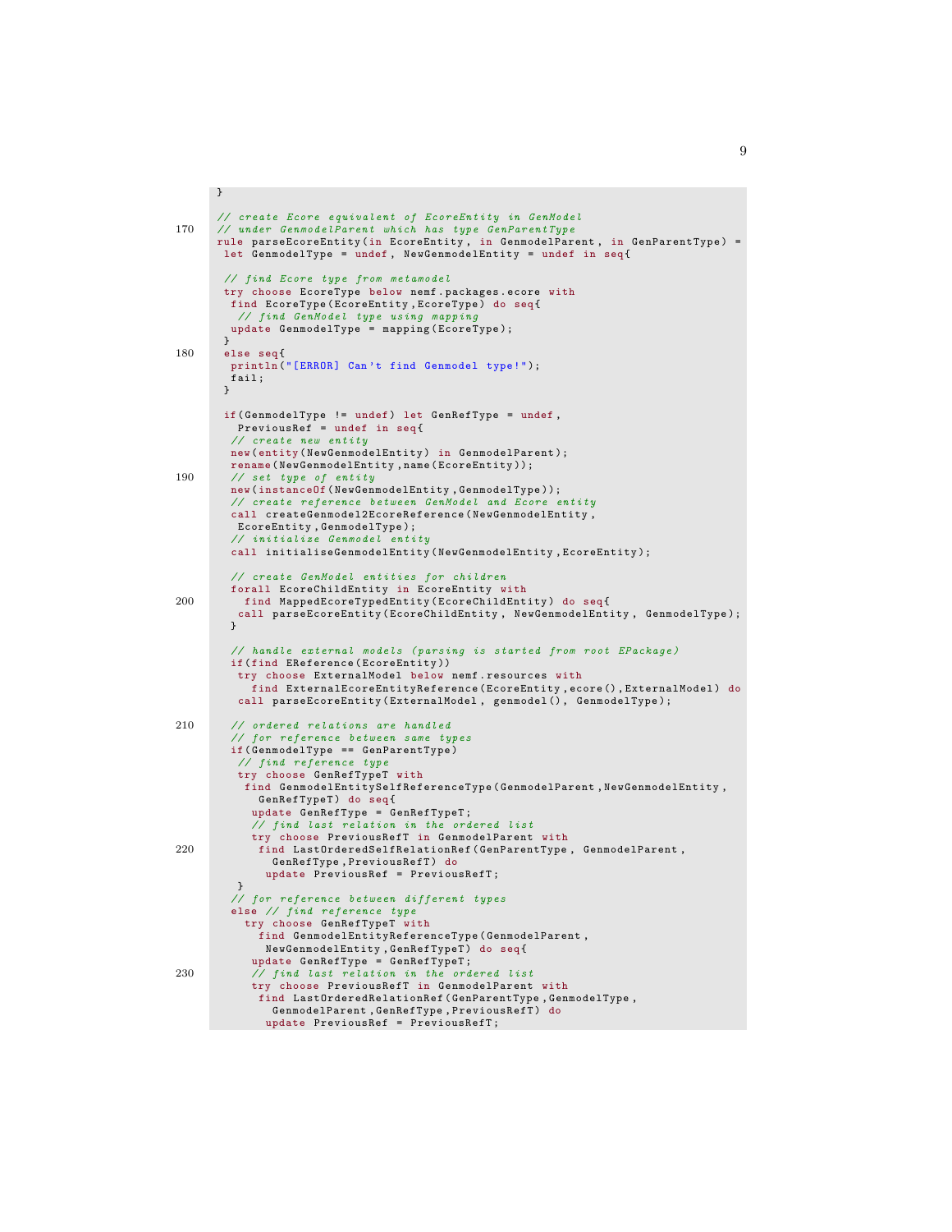```
}

// create Ecore equivalent of EcoreEntity in GenModel
// under GenmodelParent which has type GenParentType
rule parseEcoreEntity(in EcoreEntity, in GenmodelParent, in GenParentType) =
 let GenmodelType = undef, NewGenmodelEntity = undef in seq{

 // find Ecore type from metamodel
 try choose EcoreType below nemf.packages.ecore with
  find EcoreType(EcoreEntity,EcoreType) do seq{
   // find GenModel type using mapping
  update GenmodelType = mapping(EcoreType);
 }
 else seq{
  println("[ERROR] Can't find Genmodel type!");
  fail;
 }

 if(GenmodelType != undef) let GenRefType = undef,
   PreviousRef = undef in seq{
  // create new entity
  new(entity(NewGenmodelEntity) in GenmodelParent);
  rename(NewGenmodelEntity,name(EcoreEntity));
  // set type of entity
  new(instanceOf(NewGenmodelEntity,GenmodelType));
  // create reference between GenModel and Ecore entity
  call createGenmodel2EcoreReference(NewGenmodelEntity,
   EcoreEntity,GenmodelType);
  // initialize Genmodel entity
  call initialiseGenmodelEntity(NewGenmodelEntity,EcoreEntity);

  // create GenModel entities for children
  forall EcoreChildEntity in EcoreEntity with
    find MappedEcoreTypedEntity(EcoreChildEntity) do seq{
   call parseEcoreEntity(EcoreChildEntity, NewGenmodelEntity, GenmodelType);
  }

  // handle external models (parsing is started from root EPackage)
  if(find EReference(EcoreEntity))
   try choose ExternalModel below nemf.resources with
     find ExternalEcoreEntityReference(EcoreEntity,ecore(),ExternalModel) do
   call parseEcoreEntity(ExternalModel, genmodel(), GenmodelType);

  // ordered relations are handled
  // for reference between same types
  if(GenmodelType == GenParentType)
   // find reference type
   try choose GenRefTypeT with
    find GenmodelEntitySelfReferenceType(GenmodelParent,NewGenmodelEntity,
      GenRefTypeT) do seq{
     update GenRefType = GenRefTypeT;
     // find last relation in the ordered list
     try choose PreviousRefT in GenmodelParent with
      find LastOrderedSelfRelationRef(GenParentType, GenmodelParent,
        GenRefType,PreviousRefT) do
       update PreviousRef = PreviousRefT;
   }
  // for reference between different types
  else // find reference type
    try choose GenRefTypeT with
      find GenmodelEntityReferenceType(GenmodelParent,
       NewGenmodelEntity,GenRefTypeT) do seq{
     update GenRefType = GenRefTypeT;
     // find last relation in the ordered list
     try choose PreviousRefT in GenmodelParent with
      find LastOrderedRelationRef(GenParentType,GenmodelType,
        GenmodelParent,GenRefType,PreviousRefT) do
       update PreviousRef = PreviousRefT;
```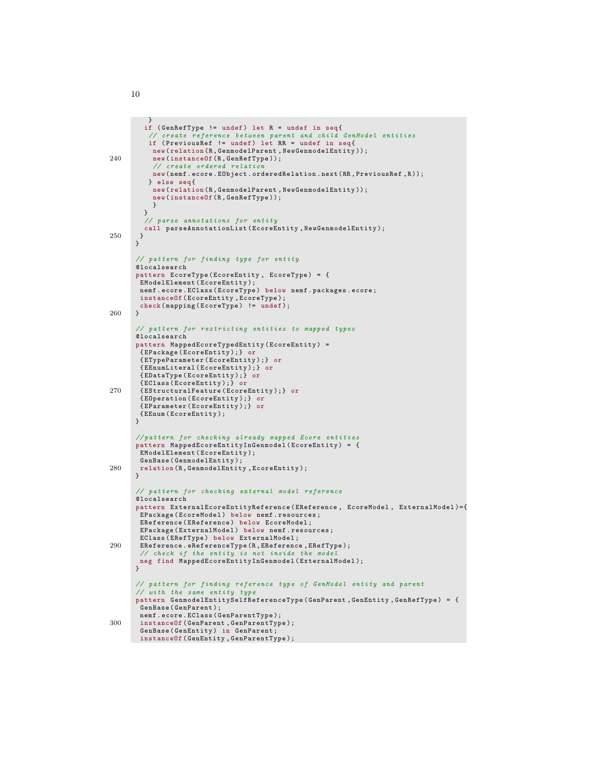```
   }
  if (GenRefType != undef) let R = undef in seq{
   // create reference between parent and child GenModel entities
   if (PreviousRef != undef) let RR = undef in seq{
    new(relation(R,GenmodelParent,NewGenmodelEntity));
    new(instanceOf(R,GenRefType));
    // create ordered relation
    new(nemf.ecore.EObject.orderedRelation.next(RR,PreviousRef,R));
   } else seq{
    new(relation(R,GenmodelParent,NewGenmodelEntity));
    new(instanceOf(R,GenRefType));
    }
  }
  // parse annotations for entity
  call parseAnnotationList(EcoreEntity,NewGenmodelEntity);
 }
}

// pattern for finding type for entity
@localsearch
pattern EcoreType(EcoreEntity, EcoreType) = {
 EModelElement(EcoreEntity);
 nemf.ecore.EClass(EcoreType) below nemf.packages.ecore;
 instanceOf(EcoreEntity,EcoreType);
 check(mapping(EcoreType) != undef);
}

// pattern for restricting entities to mapped types
@localsearch
pattern MappedEcoreTypedEntity(EcoreEntity) =
 {EPackage(EcoreEntity);} or
 {ETypeParameter(EcoreEntity);} or
 {EEnumLiteral(EcoreEntity);} or
 {EDataType(EcoreEntity);} or
 {EClass(EcoreEntity);} or
 {EStructuralFeature(EcoreEntity);} or
 {EOperation(EcoreEntity);} or
 {EParameter(EcoreEntity);} or
 {EEnum(EcoreEntity);
}

//pattern for checking already mapped Ecore entities
pattern MappedEcoreEntityInGenmodel(EcoreEntity) = {
 EModelElement(EcoreEntity);
 GenBase(GenmodelEntity);
 relation(R,GenmodelEntity,EcoreEntity);
}

// pattern for checking external model reference
@localsearch
pattern ExternalEcoreEntityReference(EReference, EcoreModel, ExternalModel)={
 EPackage(EcoreModel) below nemf.resources;
 EReference(EReference) below EcoreModel;
 EPackage(ExternalModel) below nemf.resources;
 EClass(ERefType) below ExternalModel;
 EReference.eReferenceType(R,EReference,ERefType);
 // check if the entity is not inside the model
 neg find MappedEcoreEntityInGenmodel(ExternalModel);
}

// pattern for finding reference type of GenModel entity and parent
// with the same entity type
pattern GenmodelEntitySelfReferenceType(GenParent,GenEntity,GenRefType) = {
 GenBase(GenParent);
 nemf.ecore.EClass(GenParentType);
 instanceOf(GenParent,GenParentType);
 GenBase(GenEntity) in GenParent;
 instanceOf(GenEntity,GenParentType);
```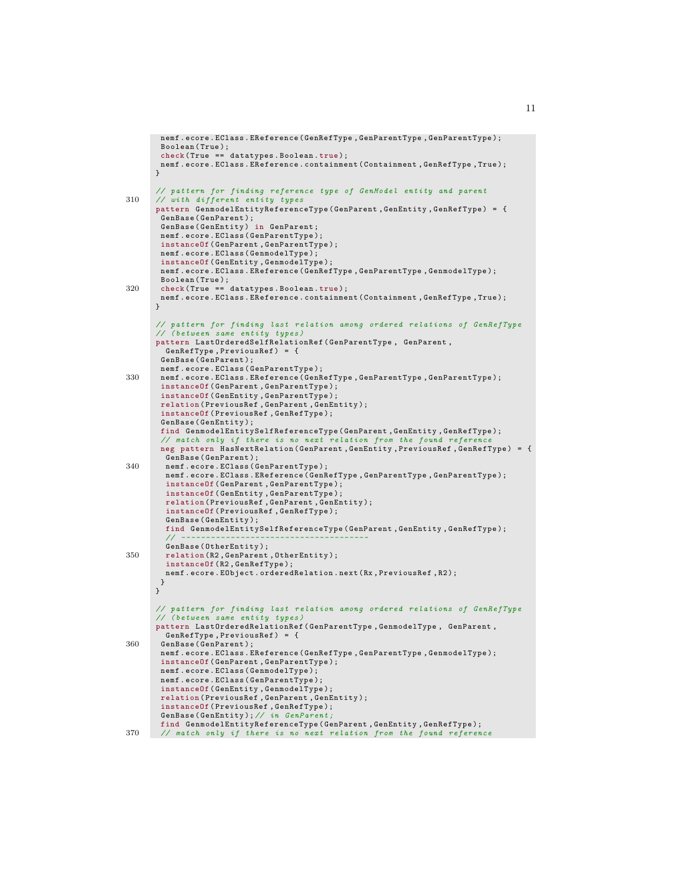```
 nemf.ecore.EClass.EReference(GenRefType,GenParentType,GenParentType);
 Boolean(True);
 check(True == datatypes.Boolean.true);
 nemf.ecore.EClass.EReference.containment(Containment,GenRefType,True);
}

// pattern for finding reference type of GenModel entity and parent
// with different entity types
pattern GenmodelEntityReferenceType(GenParent,GenEntity,GenRefType) = {
 GenBase(GenParent);
 GenBase(GenEntity) in GenParent;
 nemf.ecore.EClass(GenParentType);
 instanceOf(GenParent,GenParentType);
 nemf.ecore.EClass(GenmodelType);
 instanceOf(GenEntity,GenmodelType);
 nemf.ecore.EClass.EReference(GenRefType,GenParentType,GenmodelType);
 Boolean(True);
 check(True == datatypes.Boolean.true);
 nemf.ecore.EClass.EReference.containment(Containment,GenRefType,True);
}

// pattern for finding last relation among ordered relations of GenRefType
// (between same entity types)
pattern LastOrderedSelfRelationRef(GenParentType, GenParent,
  GenRefType,PreviousRef) = {
 GenBase(GenParent);
 nemf.ecore.EClass(GenParentType);
 nemf.ecore.EClass.EReference(GenRefType,GenParentType,GenParentType);
 instanceOf(GenParent,GenParentType);
 instanceOf(GenEntity,GenParentType);
 relation(PreviousRef,GenParent,GenEntity);
 instanceOf(PreviousRef,GenRefType);
 GenBase(GenEntity);
 find GenmodelEntitySelfReferenceType(GenParent,GenEntity,GenRefType);
 // match only if there is no next relation from the found reference
 neg pattern HasNextRelation(GenParent,GenEntity,PreviousRef,GenRefType) = {
  GenBase(GenParent);
  nemf.ecore.EClass(GenParentType);
  nemf.ecore.EClass.EReference(GenRefType,GenParentType,GenParentType);
  instanceOf(GenParent,GenParentType);
  instanceOf(GenEntity,GenParentType);
  relation(PreviousRef,GenParent,GenEntity);
  instanceOf(PreviousRef,GenRefType);
  GenBase(GenEntity);
  find GenmodelEntitySelfReferenceType(GenParent,GenEntity,GenRefType);
  // ------------------------------------
  GenBase(OtherEntity);
  relation(R2,GenParent,OtherEntity);
  instanceOf(R2,GenRefType);
  nemf.ecore.EObject.orderedRelation.next(Rx,PreviousRef,R2);
 }
}

// pattern for finding last relation among ordered relations of GenRefType
// (between same entity types)
pattern LastOrderedRelationRef(GenParentType,GenmodelType, GenParent,
  GenRefType,PreviousRef) = {
 GenBase(GenParent);
 nemf.ecore.EClass.EReference(GenRefType,GenParentType,GenmodelType);
 instanceOf(GenParent,GenParentType);
 nemf.ecore.EClass(GenmodelType);
 nemf.ecore.EClass(GenParentType);
 instanceOf(GenEntity,GenmodelType);
 relation(PreviousRef,GenParent,GenEntity);
 instanceOf(PreviousRef,GenRefType);
 GenBase(GenEntity);// in GenParent;
 find GenmodelEntityReferenceType(GenParent,GenEntity,GenRefType);
 // match only if there is no next relation from the found reference
```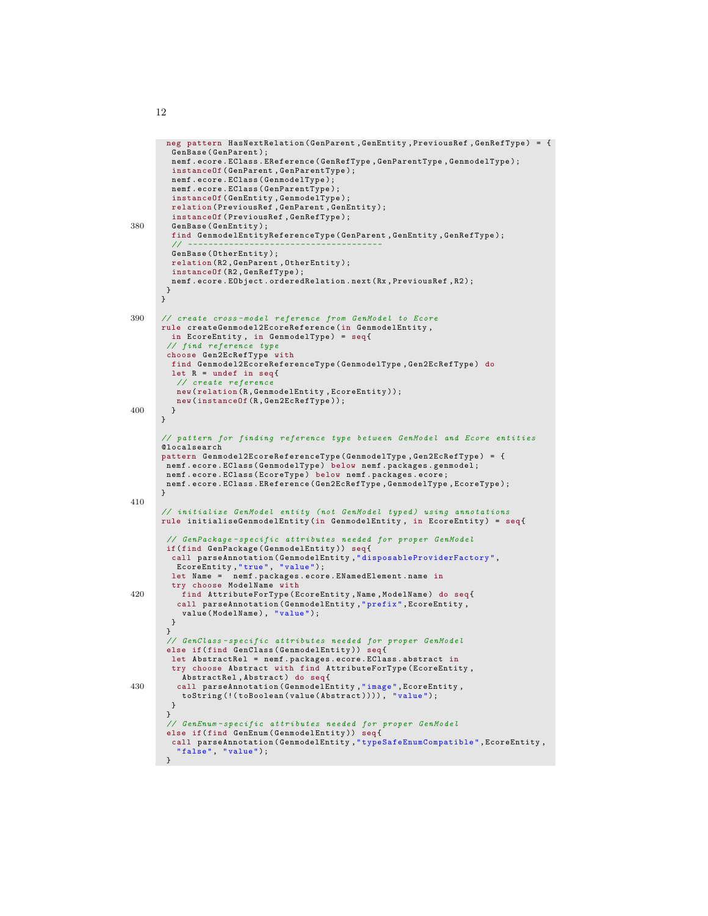```
 neg pattern HasNextRelation(GenParent,GenEntity,PreviousRef,GenRefType) = {
  GenBase(GenParent);
  nemf.ecore.EClass.EReference(GenRefType,GenParentType,GenmodelType);
  instanceOf(GenParent,GenParentType);
  nemf.ecore.EClass(GenmodelType);
  nemf.ecore.EClass(GenParentType);
  instanceOf(GenEntity,GenmodelType);
  relation(PreviousRef,GenParent,GenEntity);
  instanceOf(PreviousRef,GenRefType);
  GenBase(GenEntity);
  find GenmodelEntityReferenceType(GenParent,GenEntity,GenRefType);
  // -------------------------------------
  GenBase(OtherEntity);
  relation(R2,GenParent,OtherEntity);
  instanceOf(R2,GenRefType);
  nemf.ecore.EObject.orderedRelation.next(Rx,PreviousRef,R2);
 }
}

// create cross-model reference from GenModel to Ecore
rule createGenmodel2EcoreReference(in GenmodelEntity,
  in EcoreEntity, in GenmodelType) = seq{
 // find reference type
 choose Gen2EcRefType with
  find Genmodel2EcoreReferenceType(GenmodelType,Gen2EcRefType) do
  let R = undef in seq{
   // create reference
   new(relation(R,GenmodelEntity,EcoreEntity));
   new(instanceOf(R,Gen2EcRefType));
  }
}

// pattern for finding reference type between GenModel and Ecore entities
@localsearch
pattern Genmodel2EcoreReferenceType(GenmodelType,Gen2EcRefType) = {
 nemf.ecore.EClass(GenmodelType) below nemf.packages.genmodel;
 nemf.ecore.EClass(EcoreType) below nemf.packages.ecore;
 nemf.ecore.EClass.EReference(Gen2EcRefType,GenmodelType,EcoreType);
}

// initialize GenModel entity (not GenModel typed) using annotations
rule initialiseGenmodelEntity(in GenmodelEntity, in EcoreEntity) = seq{

 // GenPackage-specific attributes needed for proper GenModel
 if(find GenPackage(GenmodelEntity)) seq{
  call parseAnnotation(GenmodelEntity,"disposableProviderFactory",
   EcoreEntity,"true", "value");
  let Name =  nemf.packages.ecore.ENamedElement.name in
  try choose ModelName with
    find AttributeForType(EcoreEntity,Name,ModelName) do seq{
   call parseAnnotation(GenmodelEntity,"prefix",EcoreEntity,
    value(ModelName), "value");
  }
 }
 // GenClass-specific attributes needed for proper GenModel
 else if(find GenClass(GenmodelEntity)) seq{
  let AbstractRel = nemf.packages.ecore.EClass.abstract in
  try choose Abstract with find AttributeForType(EcoreEntity,
    AbstractRel,Abstract) do seq{
   call parseAnnotation(GenmodelEntity,"image",EcoreEntity,
    toString(!(toBoolean(value(Abstract)))), "value");
  }
 }
 // GenEnum-specific attributes needed for proper GenModel
 else if(find GenEnum(GenmodelEntity)) seq{
  call parseAnnotation(GenmodelEntity,"typeSafeEnumCompatible",EcoreEntity,
   "false", "value");
 }
```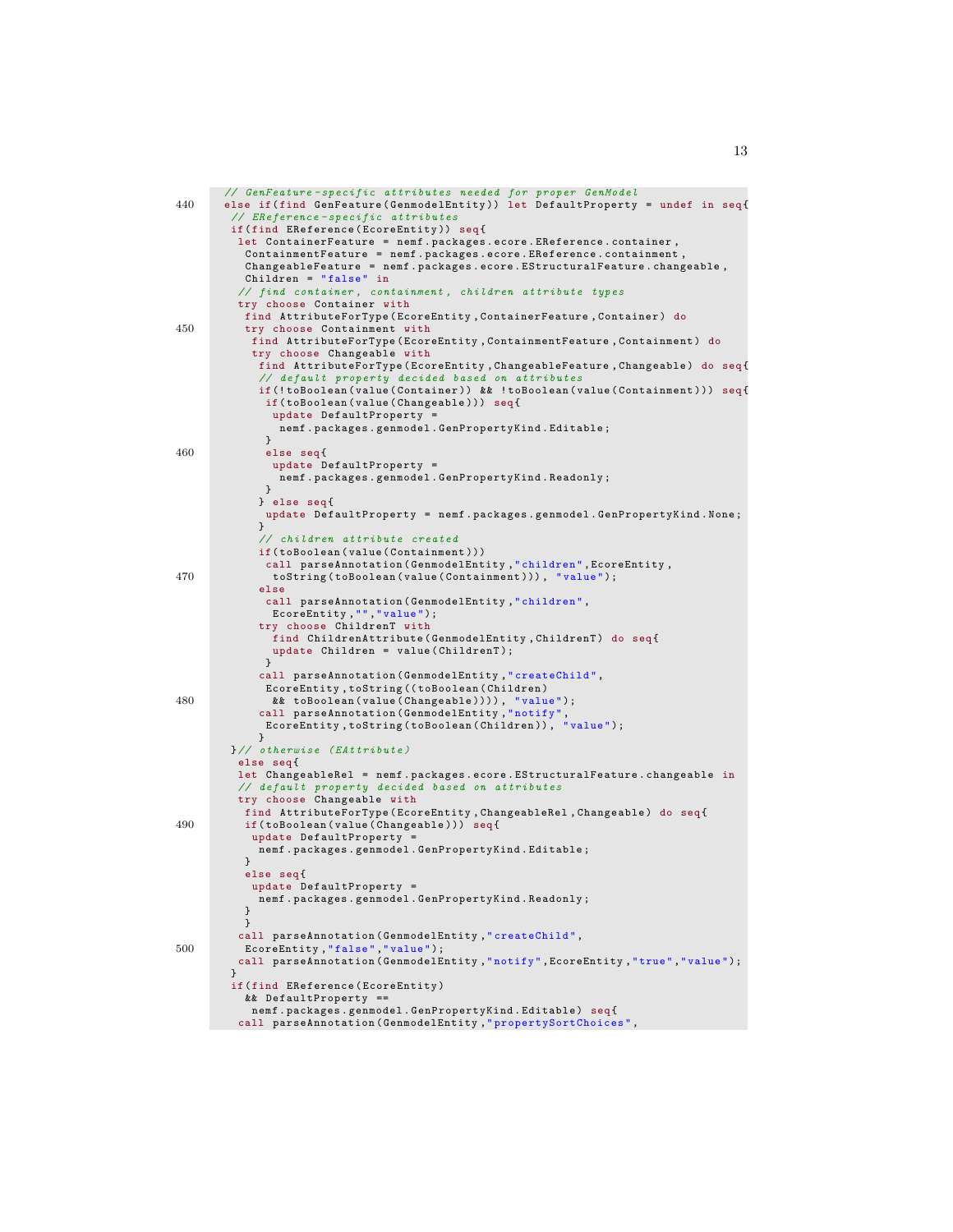```
  // GenFeature-specific attributes needed for proper GenModel
440  else if(find GenFeature(GenmodelEntity)) let DefaultProperty = undef in seq{
   // EReference-specific attributes
   if(find EReference(EcoreEntity)) seq{
    let ContainerFeature = nemf.packages.ecore.EReference.container,
     ContainmentFeature = nemf.packages.ecore.EReference.containment,
     ChangeableFeature = nemf.packages.ecore.EStructuralFeature.changeable,
     Children = "false" in
    // find container, containment, children attribute types
    try choose Container with
     find AttributeForType(EcoreEntity,ContainerFeature,Container) do
450   try choose Containment with
      find AttributeForType(EcoreEntity,ContainmentFeature,Containment) do
      try choose Changeable with
       find AttributeForType(EcoreEntity,ChangeableFeature,Changeable) do seq{
       // default property decided based on attributes
       if(!toBoolean(value(Container)) && !toBoolean(value(Containment))) seq{
        if(toBoolean(value(Changeable))) seq{
         update DefaultProperty =
          nemf.packages.genmodel.GenPropertyKind.Editable;
        }
460     else seq{
         update DefaultProperty =
          nemf.packages.genmodel.GenPropertyKind.Readonly;
        }
       } else seq{
        update DefaultProperty = nemf.packages.genmodel.GenPropertyKind.None;
       }
       // children attribute created
       if(toBoolean(value(Containment)))
        call parseAnnotation(GenmodelEntity,"children",EcoreEntity,
470      toString(toBoolean(value(Containment))), "value");
       else
        call parseAnnotation(GenmodelEntity,"children",
         EcoreEntity,"","value");
       try choose ChildrenT with
         find ChildrenAttribute(GenmodelEntity,ChildrenT) do seq{
         update Children = value(ChildrenT);
        }
       call parseAnnotation(GenmodelEntity,"createChild",
        EcoreEntity,toString((toBoolean(Children)
480      && toBoolean(value(Changeable)))), "value");
       call parseAnnotation(GenmodelEntity,"notify",
        EcoreEntity,toString(toBoolean(Children)), "value");
       }
   }// otherwise (EAttribute)
    else seq{
    let ChangeableRel = nemf.packages.ecore.EStructuralFeature.changeable in
    // default property decided based on attributes
    try choose Changeable with
     find AttributeForType(EcoreEntity,ChangeableRel,Changeable) do seq{
490   if(toBoolean(value(Changeable))) seq{
      update DefaultProperty =
       nemf.packages.genmodel.GenPropertyKind.Editable;
     }
     else seq{
      update DefaultProperty =
       nemf.packages.genmodel.GenPropertyKind.Readonly;
     }
     }
    call parseAnnotation(GenmodelEntity,"createChild",
500  EcoreEntity,"false","value");
    call parseAnnotation(GenmodelEntity,"notify",EcoreEntity,"true","value");
   }
   if(find EReference(EcoreEntity)
     && DefaultProperty ==
      nemf.packages.genmodel.GenPropertyKind.Editable) seq{
    call parseAnnotation(GenmodelEntity,"propertySortChoices",
```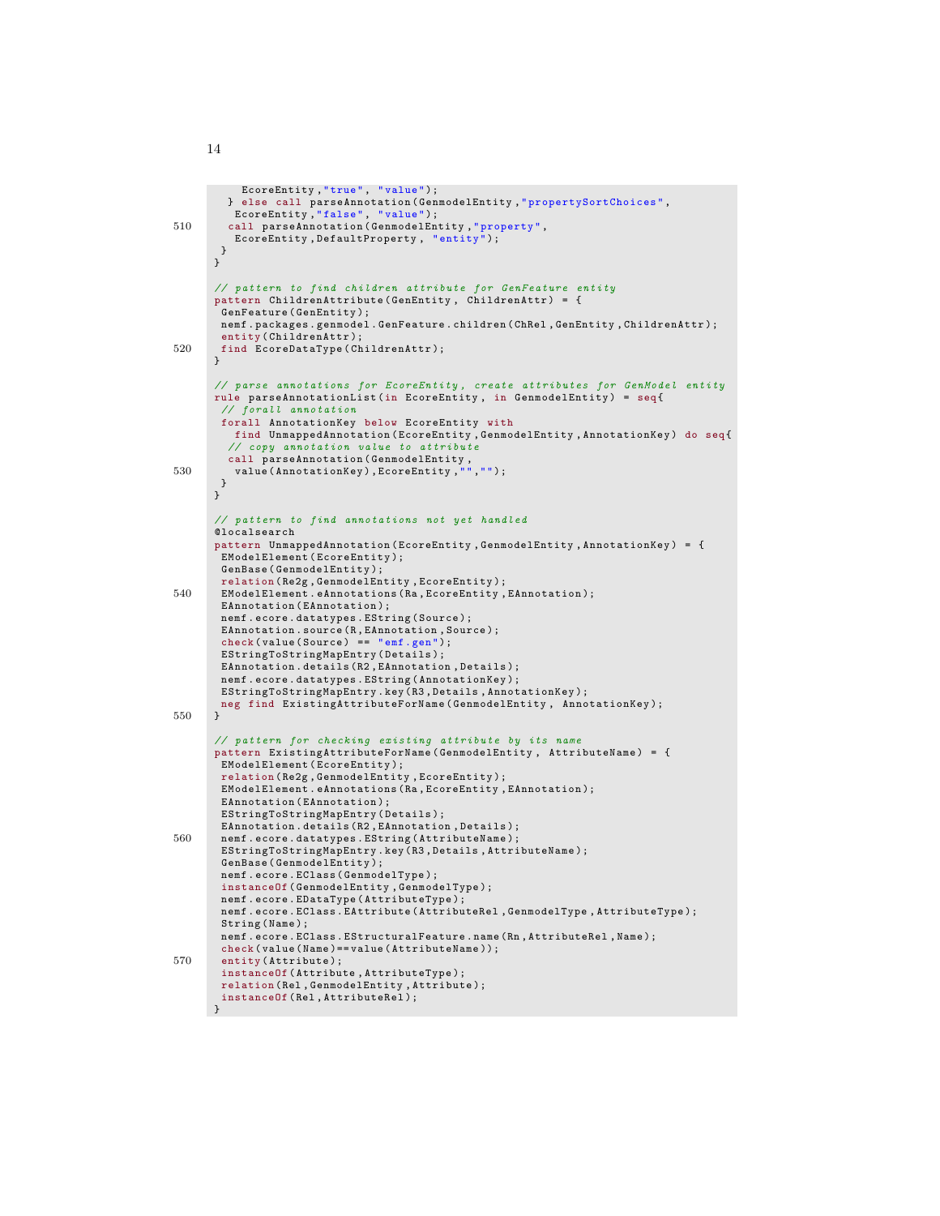```
    EcoreEntity,"true", "value");
  } else call parseAnnotation(GenmodelEntity,"propertySortChoices",
    EcoreEntity,"false", "value");
  call parseAnnotation(GenmodelEntity,"property",
    EcoreEntity,DefaultProperty, "entity");
 }
}

// pattern to find children attribute for GenFeature entity
pattern ChildrenAttribute(GenEntity, ChildrenAttr) = {
 GenFeature(GenEntity);
 nemf.packages.genmodel.GenFeature.children(ChRel,GenEntity,ChildrenAttr);
 entity(ChildrenAttr);
 find EcoreDataType(ChildrenAttr);
}

// parse annotations for EcoreEntity, create attributes for GenModel entity
rule parseAnnotationList(in EcoreEntity, in GenmodelEntity) = seq{
 // forall annotation
 forall AnnotationKey below EcoreEntity with
   find UnmappedAnnotation(EcoreEntity,GenmodelEntity,AnnotationKey) do seq{
  // copy annotation value to attribute
  call parseAnnotation(GenmodelEntity,
   value(AnnotationKey),EcoreEntity,"","");
 }
}

// pattern to find annotations not yet handled
@localsearch
pattern UnmappedAnnotation(EcoreEntity,GenmodelEntity,AnnotationKey) = {
 EModelElement(EcoreEntity);
 GenBase(GenmodelEntity);
 relation(Re2g,GenmodelEntity,EcoreEntity);
 EModelElement.eAnnotations(Ra,EcoreEntity,EAnnotation);
 EAnnotation(EAnnotation);
 nemf.ecore.datatypes.EString(Source);
 EAnnotation.source(R,EAnnotation,Source);
 check(value(Source) == "emf.gen");
 EStringToStringMapEntry(Details);
 EAnnotation.details(R2,EAnnotation,Details);
 nemf.ecore.datatypes.EString(AnnotationKey);
 EStringToStringMapEntry.key(R3,Details,AnnotationKey);
 neg find ExistingAttributeForName(GenmodelEntity, AnnotationKey);
}

// pattern for checking existing attribute by its name
pattern ExistingAttributeForName(GenmodelEntity, AttributeName) = {
 EModelElement(EcoreEntity);
 relation(Re2g,GenmodelEntity,EcoreEntity);
 EModelElement.eAnnotations(Ra,EcoreEntity,EAnnotation);
 EAnnotation(EAnnotation);
 EStringToStringMapEntry(Details);
 EAnnotation.details(R2,EAnnotation,Details);
 nemf.ecore.datatypes.EString(AttributeName);
 EStringToStringMapEntry.key(R3,Details,AttributeName);
 GenBase(GenmodelEntity);
 nemf.ecore.EClass(GenmodelType);
 instanceOf(GenmodelEntity,GenmodelType);
 nemf.ecore.EDataType(AttributeType);
 nemf.ecore.EClass.EAttribute(AttributeRel,GenmodelType,AttributeType);
 String(Name);
 nemf.ecore.EClass.EStructuralFeature.name(Rn,AttributeRel,Name);
 check(value(Name)==value(AttributeName));
 entity(Attribute);
 instanceOf(Attribute,AttributeType);
 relation(Rel,GenmodelEntity,Attribute);
 instanceOf(Rel,AttributeRel);
}
```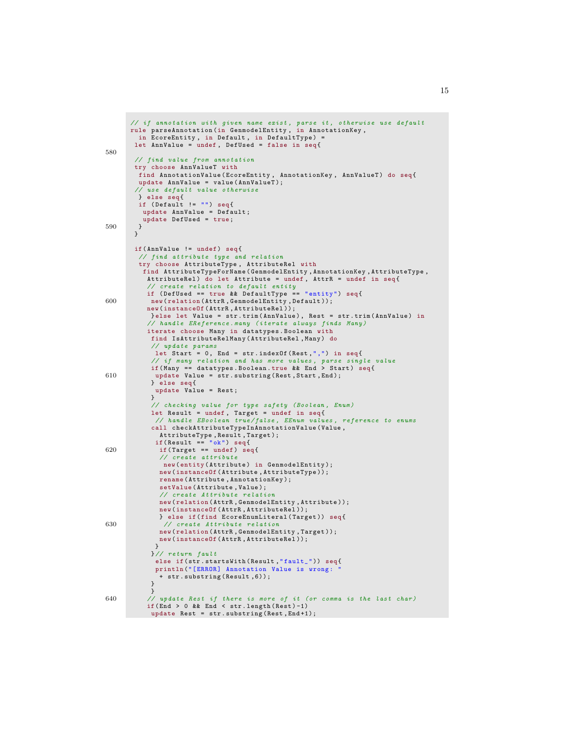```
// if annotation with given name exist, parse it, otherwise use default
rule parseAnnotation(in GenmodelEntity, in AnnotationKey,
  in EcoreEntity, in Default, in DefaultType) =
 let AnnValue = undef, DefUsed = false in seq{

 // find value from annotation
 try choose AnnValueT with
  find AnnotationValue(EcoreEntity, AnnotationKey, AnnValueT) do seq{
  update AnnValue = value(AnnValueT);
 // use default value otherwise
  } else seq{
  if (Default != "") seq{
   update AnnValue = Default;
   update DefUsed = true;
  }
 }

 if(AnnValue != undef) seq{
  // find attribute type and relation
  try choose AttributeType, AttributeRel with
   find AttributeTypeForName(GenmodelEntity,AnnotationKey,AttributeType,
    AttributeRel) do let Attribute = undef, AttrR = undef in seq{
    // create relation to default entity
    if (DefUsed == true && DefaultType == "entity") seq{
     new(relation(AttrR,GenmodelEntity,Default));
    new(instanceOf(AttrR,AttributeRel));
     }else let Value = str.trim(AnnValue), Rest = str.trim(AnnValue) in
    // handle EReference.many (iterate always finds Many)
    iterate choose Many in datatypes.Boolean with
     find IsAttributeRelMany(AttributeRel,Many) do
     // update params
      let Start = 0, End = str.indexOf(Rest,",") in seq{
     // if many relation and has more values, parse single value
     if(Many == datatypes.Boolean.true && End > Start) seq{
      update Value = str.substring(Rest,Start,End);
     } else seq{
      update Value = Rest;
     }
     // checking value for type safety (Boolean, Enum)
     let Result = undef, Target = undef in seq{
      // handle EBoolean true/false, EEnum values, reference to enums
     call checkAttributeTypeInAnnotationValue(Value,
       AttributeType,Result,Target);
      if(Result == "ok") seq{
       if(Target == undef) seq{
       // create attribute
        new(entity(Attribute) in GenmodelEntity);
       new(instanceOf(Attribute,AttributeType));
       rename(Attribute,AnnotationKey);
       setValue(Attribute,Value);
       // create Attribute relation
       new(relation(AttrR,GenmodelEntity,Attribute));
       new(instanceOf(AttrR,AttributeRel));
       } else if(find EcoreEnumLiteral(Target)) seq{
        // create Attribute relation
       new(relation(AttrR,GenmodelEntity,Target));
       new(instanceOf(AttrR,AttributeRel));
      }
     }// return fault
      else if(str.startsWith(Result,"fault_")) seq{
      println("[ERROR] Annotation Value is wrong: "
       + str.substring(Result,6));
     }
     }
    // update Rest if there is more of it (or comma is the last char)
    if(End > 0 && End < str.length(Rest)-1)
     update Rest = str.substring(Rest,End+1);
```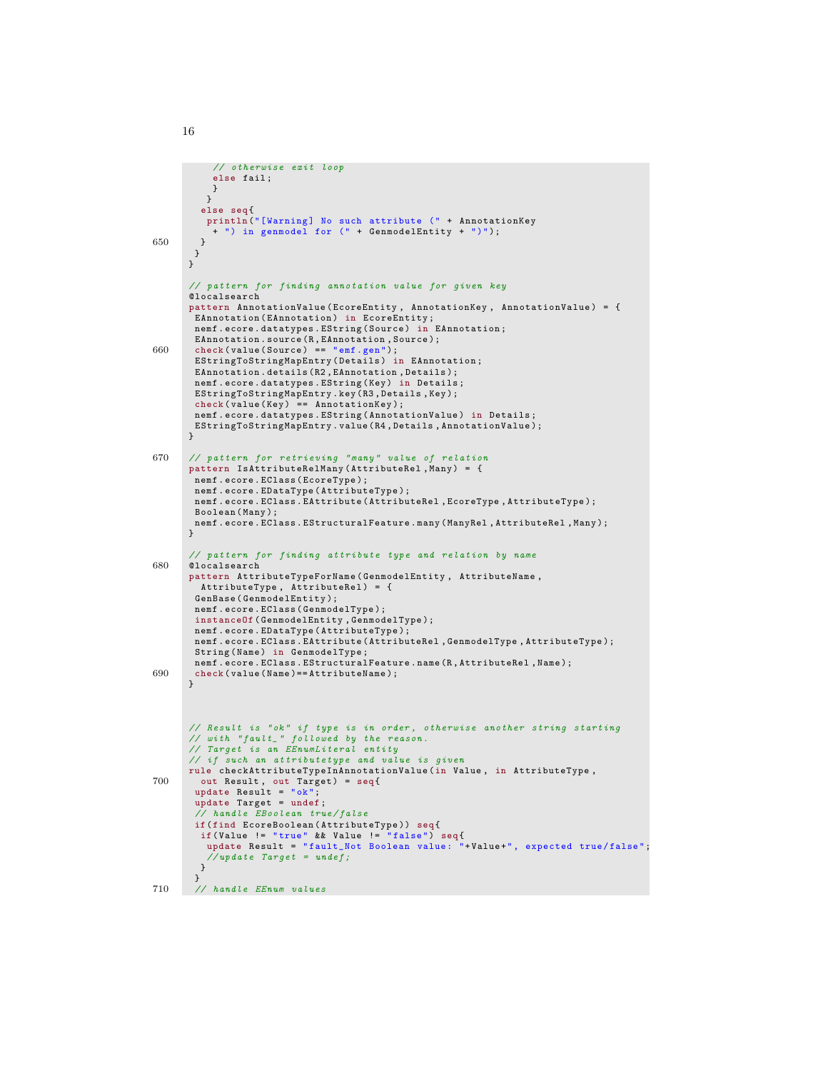```
    // otherwise exit loop
    else fail;
    }
   }
  else seq{
   println("[Warning] No such attribute (" + AnnotationKey
    + ") in genmodel for (" + GenmodelEntity + ")");
  }
 }
}

// pattern for finding annotation value for given key
@localsearch
pattern AnnotationValue(EcoreEntity, AnnotationKey, AnnotationValue) = {
 EAnnotation(EAnnotation) in EcoreEntity;
 nemf.ecore.datatypes.EString(Source) in EAnnotation;
 EAnnotation.source(R,EAnnotation,Source);
 check(value(Source) == "emf.gen");
 EStringToStringMapEntry(Details) in EAnnotation;
 EAnnotation.details(R2,EAnnotation,Details);
 nemf.ecore.datatypes.EString(Key) in Details;
 EStringToStringMapEntry.key(R3,Details,Key);
 check(value(Key) == AnnotationKey);
 nemf.ecore.datatypes.EString(AnnotationValue) in Details;
 EStringToStringMapEntry.value(R4,Details,AnnotationValue);
}

// pattern for retrieving "many" value of relation
pattern IsAttributeRelMany(AttributeRel,Many) = {
 nemf.ecore.EClass(EcoreType);
 nemf.ecore.EDataType(AttributeType);
 nemf.ecore.EClass.EAttribute(AttributeRel,EcoreType,AttributeType);
 Boolean(Many);
 nemf.ecore.EClass.EStructuralFeature.many(ManyRel,AttributeRel,Many);
}

// pattern for finding attribute type and relation by name
@localsearch
pattern AttributeTypeForName(GenmodelEntity, AttributeName,
  AttributeType, AttributeRel) = {
 GenBase(GenmodelEntity);
 nemf.ecore.EClass(GenmodelType);
 instanceOf(GenmodelEntity,GenmodelType);
 nemf.ecore.EDataType(AttributeType);
 nemf.ecore.EClass.EAttribute(AttributeRel,GenmodelType,AttributeType);
 String(Name) in GenmodelType;
 nemf.ecore.EClass.EStructuralFeature.name(R,AttributeRel,Name);
 check(value(Name)==AttributeName);
}



// Result is "ok" if type is in order, otherwise another string starting
// with "fault_" followed by the reason.
// Target is an EEnumLiteral entity
// if such an attributetype and value is given
rule checkAttributeTypeInAnnotationValue(in Value, in AttributeType,
  out Result, out Target) = seq{
 update Result = "ok";
 update Target = undef;
 // handle EBoolean true/false
 if(find EcoreBoolean(AttributeType)) seq{
  if(Value != "true" && Value != "false") seq{
   update Result = "fault_Not Boolean value: "+Value+", expected true/false";
   //update Target = undef;
  }
 }
 // handle EEnum values
```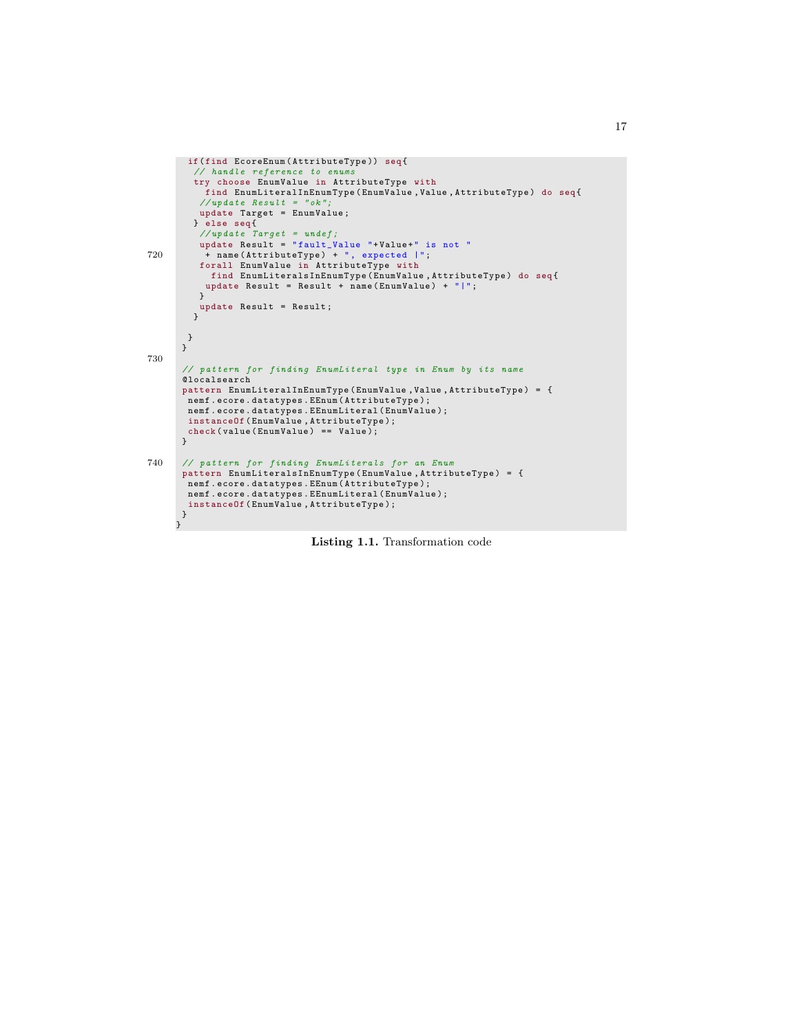```
  if(find EcoreEnum(AttributeType)) seq{
   // handle reference to enums
   try choose EnumValue in AttributeType with
     find EnumLiteralInEnumType(EnumValue,Value,AttributeType) do seq{
    //update Result = "ok";
    update Target = EnumValue;
   } else seq{
    //update Target = undef;
    update Result = "fault_Value "+Value+" is not "
     + name(AttributeType) + ", expected |";
    forall EnumValue in AttributeType with
      find EnumLiteralsInEnumType(EnumValue,AttributeType) do seq{
     update Result = Result + name(EnumValue) + "|";
    }
    update Result = Result;
   }

  }
 }

 // pattern for finding EnumLiteral type in Enum by its name
 @localsearch
 pattern EnumLiteralInEnumType(EnumValue,Value,AttributeType) = {
  nemf.ecore.datatypes.EEnum(AttributeType);
  nemf.ecore.datatypes.EEnumLiteral(EnumValue);
  instanceOf(EnumValue,AttributeType);
  check(value(EnumValue) == Value);
 }

 // pattern for finding EnumLiterals for an Enum
 pattern EnumLiteralsInEnumType(EnumValue,AttributeType) = {
  nemf.ecore.datatypes.EEnum(AttributeType);
  nemf.ecore.datatypes.EEnumLiteral(EnumValue);
  instanceOf(EnumValue,AttributeType);
 }
}
```

**Listing 1.1.** Transformation code